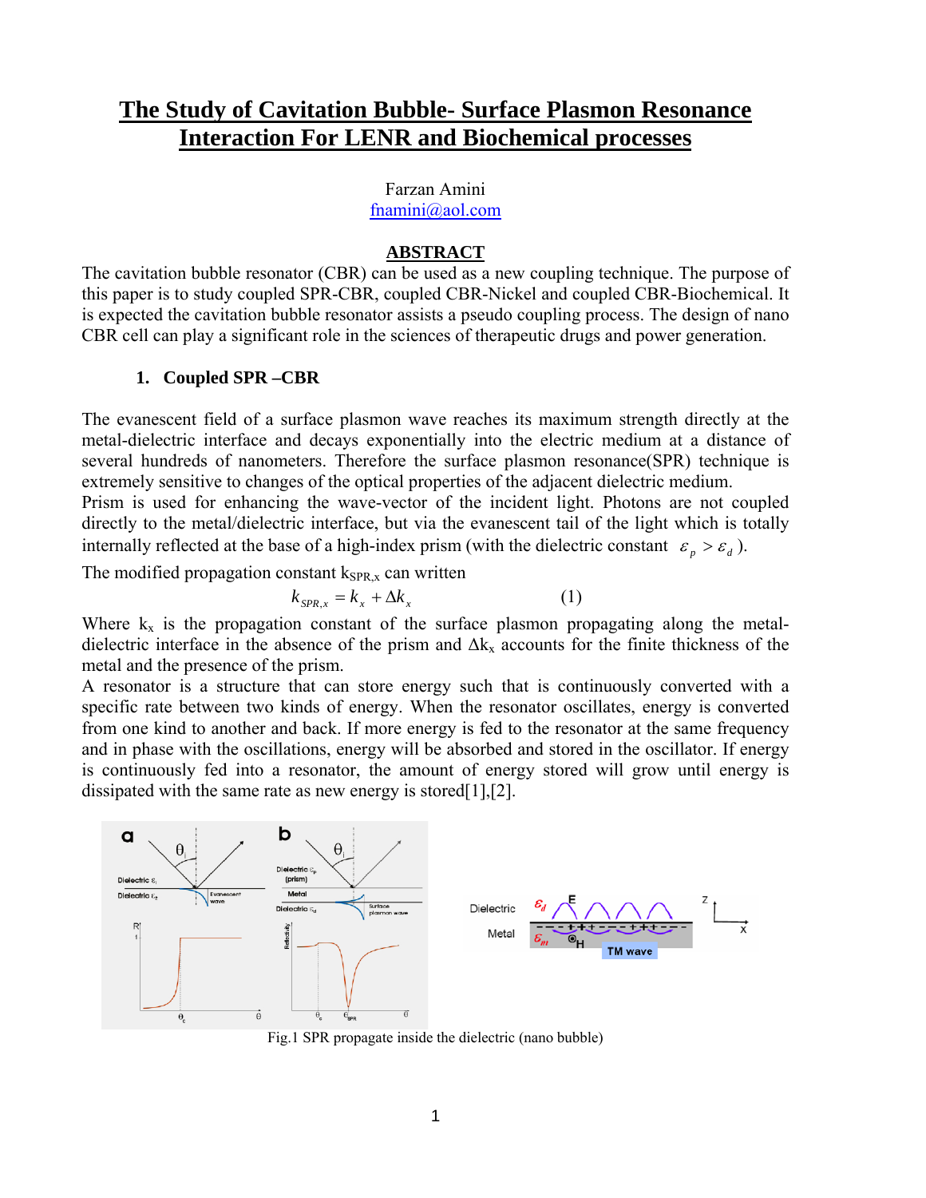# The Study of Cavitation Bubble- Surface Plasmon Resonance Interaction For LENR and Biochemical processes

Farzan Amini
fnamini@aol.com

## ABSTRACT

The cavitation bubble resonator (CBR) can be used as a new coupling technique. The purpose of this paper is to study coupled SPR-CBR, coupled CBR-Nickel and coupled CBR-Biochemical. It is expected the cavitation bubble resonator assists a pseudo coupling process. The design of nano CBR cell can play a significant role in the sciences of therapeutic drugs and power generation.

### 1. Coupled SPR –CBR

The evanescent field of a surface plasmon wave reaches its maximum strength directly at the metal-dielectric interface and decays exponentially into the electric medium at a distance of several hundreds of nanometers. Therefore the surface plasmon resonance(SPR) technique is extremely sensitive to changes of the optical properties of the adjacent dielectric medium.

Prism is used for enhancing the wave-vector of the incident light. Photons are not coupled directly to the metal/dielectric interface, but via the evanescent tail of the light which is totally internally reflected at the base of a high-index prism (with the dielectric constant $\varepsilon_p > \varepsilon_d$).

The modified propagation constant $k_{SPR,x}$ can written

$$k_{SPR,x} = k_x + \Delta k_x \qquad (1)$$

Where $k_x$ is the propagation constant of the surface plasmon propagating along the metal-dielectric interface in the absence of the prism and $\Delta k_x$ accounts for the finite thickness of the metal and the presence of the prism.

A resonator is a structure that can store energy such that is continuously converted with a specific rate between two kinds of energy. When the resonator oscillates, energy is converted from one kind to another and back. If more energy is fed to the resonator at the same frequency and in phase with the oscillations, energy will be absorbed and stored in the oscillator. If energy is continuously fed into a resonator, the amount of energy stored will grow until energy is dissipated with the same rate as new energy is stored[1],[2].

Fig.1 SPR propagate inside the dielectric (nano bubble)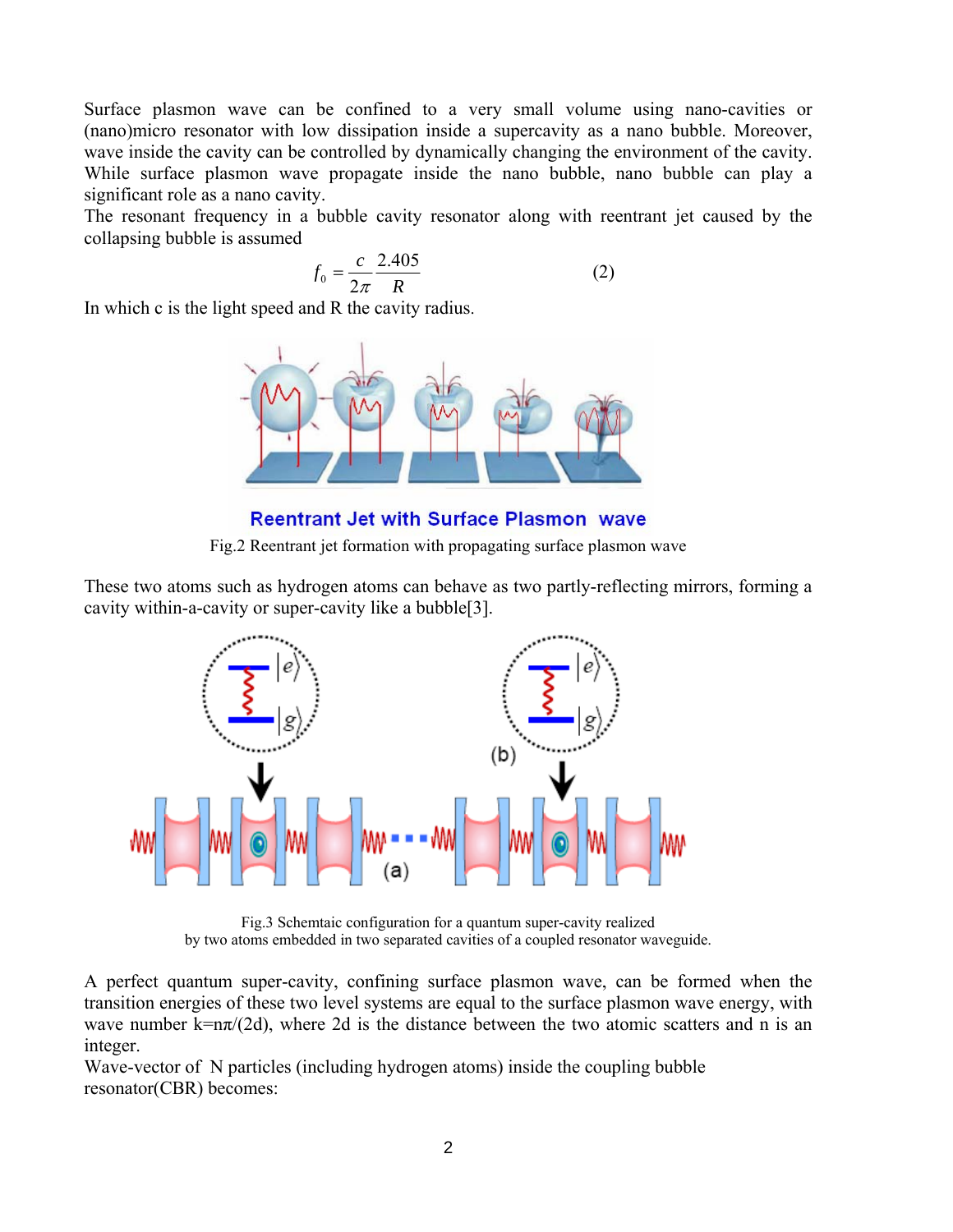Surface plasmon wave can be confined to a very small volume using nano-cavities or (nano)micro resonator with low dissipation inside a supercavity as a nano bubble. Moreover, wave inside the cavity can be controlled by dynamically changing the environment of the cavity. While surface plasmon wave propagate inside the nano bubble, nano bubble can play a significant role as a nano cavity.

The resonant frequency in a bubble cavity resonator along with reentrant jet caused by the collapsing bubble is assumed

$$f_0 = \frac{c}{2\pi}\frac{2.405}{R} \qquad (2)$$

In which c is the light speed and R the cavity radius.

Reentrant Jet with Surface Plasmon wave

Fig.2 Reentrant jet formation with propagating surface plasmon wave

These two atoms such as hydrogen atoms can behave as two partly-reflecting mirrors, forming a cavity within-a-cavity or super-cavity like a bubble[3].

Fig.3 Schemtaic configuration for a quantum super-cavity realized by two atoms embedded in two separated cavities of a coupled resonator waveguide.

A perfect quantum super-cavity, confining surface plasmon wave, can be formed when the transition energies of these two level systems are equal to the surface plasmon wave energy, with wave number $k=n\pi/(2d)$, where 2d is the distance between the two atomic scatters and n is an integer.

Wave-vector of N particles (including hydrogen atoms) inside the coupling bubble resonator(CBR) becomes: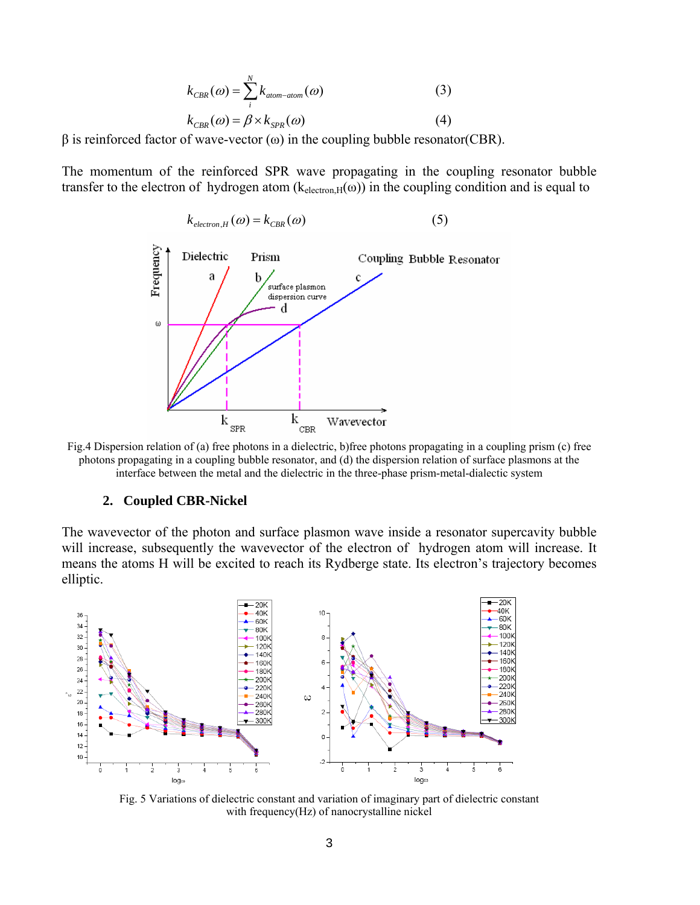$$k_{CBR}(\omega) = \sum_{i}^{N} k_{atom-atom}(\omega) \qquad (3)$$

$$k_{CBR}(\omega) = \beta \times k_{SPR}(\omega) \qquad (4)$$

$\beta$ is reinforced factor of wave-vector ($\omega$) in the coupling bubble resonator(CBR).

The momentum of the reinforced SPR wave propagating in the coupling resonator bubble transfer to the electron of hydrogen atom ($k_{electron,H}(\omega)$) in the coupling condition and is equal to

$$k_{electron,H}(\omega) = k_{CBR}(\omega) \qquad (5)$$

Fig.4 Dispersion relation of (a) free photons in a dielectric, b)free photons propagating in a coupling prism (c) free photons propagating in a coupling bubble resonator, and (d) the dispersion relation of surface plasmons at the interface between the metal and the dielectric in the three-phase prism-metal-dialectic system

## 2. Coupled CBR-Nickel

The wavevector of the photon and surface plasmon wave inside a resonator supercavity bubble will increase, subsequently the wavevector of the electron of hydrogen atom will increase. It means the atoms H will be excited to reach its Rydberge state. Its electron's trajectory becomes elliptic.

Fig. 5 Variations of dielectric constant and variation of imaginary part of dielectric constant with frequency(Hz) of nanocrystalline nickel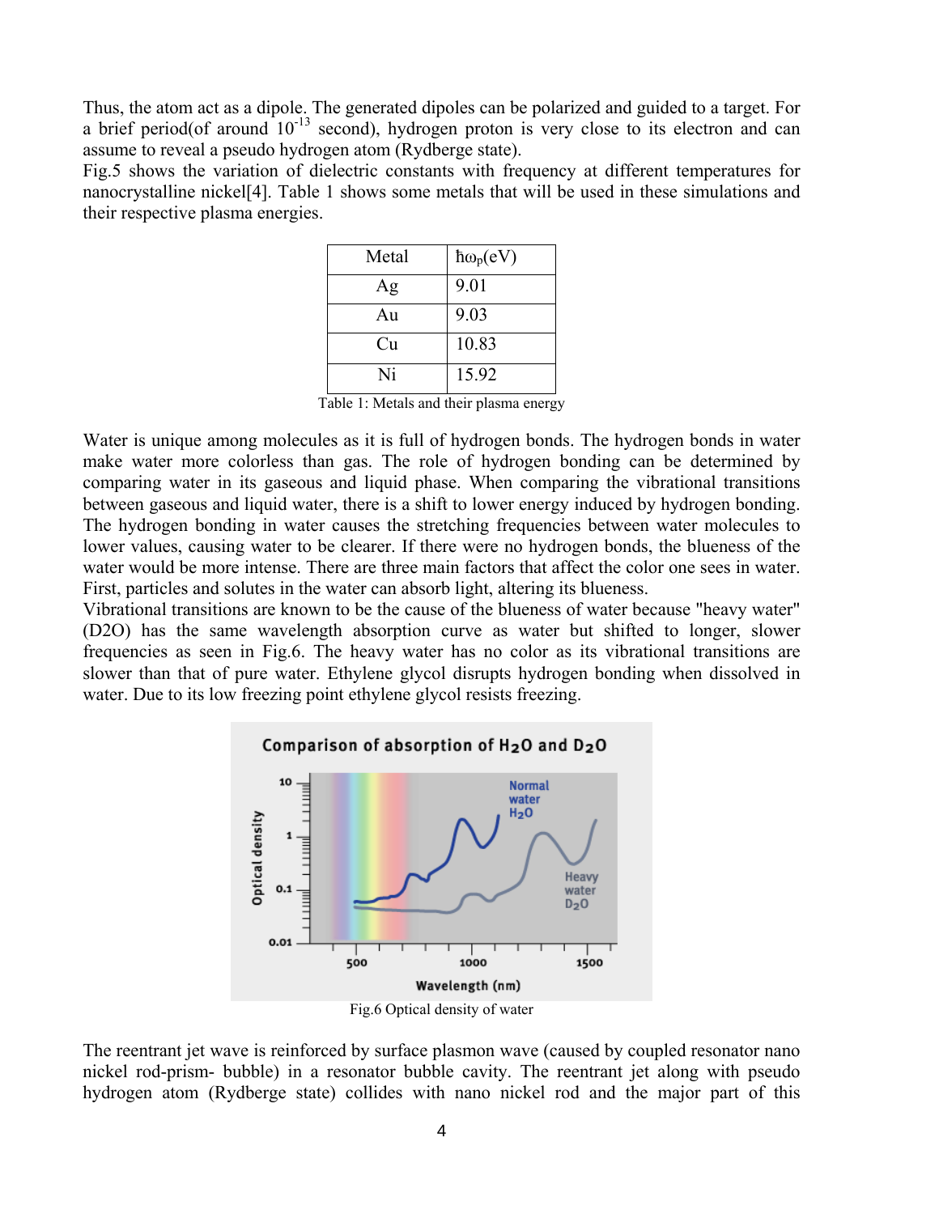Thus, the atom act as a dipole. The generated dipoles can be polarized and guided to a target. For a brief period(of around $10^{-13}$ second), hydrogen proton is very close to its electron and can assume to reveal a pseudo hydrogen atom (Rydberge state).

Fig.5 shows the variation of dielectric constants with frequency at different temperatures for nanocrystalline nickel[4]. Table 1 shows some metals that will be used in these simulations and their respective plasma energies.

| Metal | $\hbar\omega_p$(eV) |
| --- | --- |
| Ag | 9.01 |
| Au | 9.03 |
| Cu | 10.83 |
| Ni | 15.92 |

Table 1: Metals and their plasma energy

Water is unique among molecules as it is full of hydrogen bonds. The hydrogen bonds in water make water more colorless than gas. The role of hydrogen bonding can be determined by comparing water in its gaseous and liquid phase. When comparing the vibrational transitions between gaseous and liquid water, there is a shift to lower energy induced by hydrogen bonding. The hydrogen bonding in water causes the stretching frequencies between water molecules to lower values, causing water to be clearer. If there were no hydrogen bonds, the blueness of the water would be more intense. There are three main factors that affect the color one sees in water. First, particles and solutes in the water can absorb light, altering its blueness.

Vibrational transitions are known to be the cause of the blueness of water because "heavy water" (D2O) has the same wavelength absorption curve as water but shifted to longer, slower frequencies as seen in Fig.6. The heavy water has no color as its vibrational transitions are slower than that of pure water. Ethylene glycol disrupts hydrogen bonding when dissolved in water. Due to its low freezing point ethylene glycol resists freezing.

Fig.6 Optical density of water

The reentrant jet wave is reinforced by surface plasmon wave (caused by coupled resonator nano nickel rod-prism- bubble) in a resonator bubble cavity. The reentrant jet along with pseudo hydrogen atom (Rydberge state) collides with nano nickel rod and the major part of this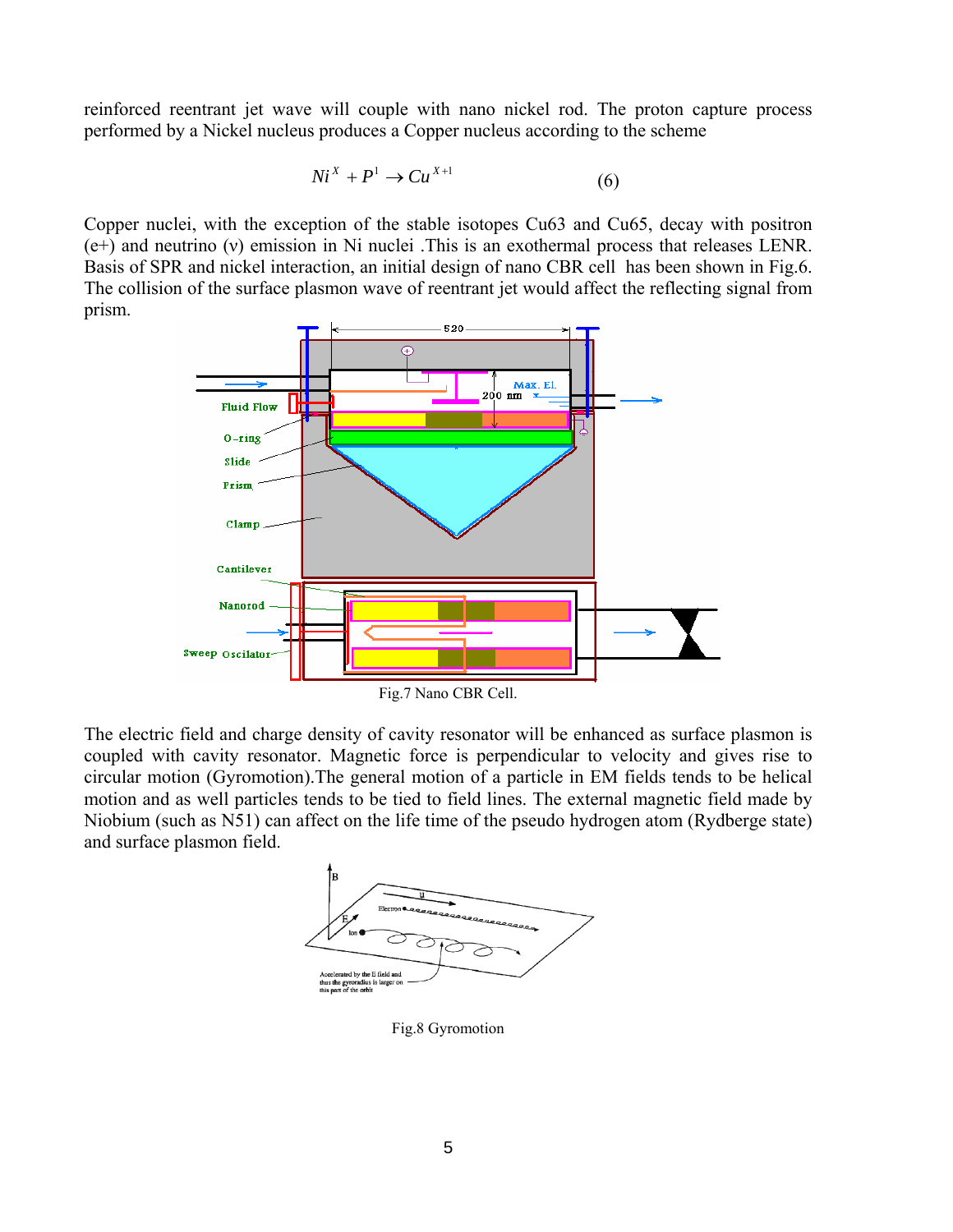reinforced reentrant jet wave will couple with nano nickel rod. The proton capture process performed by a Nickel nucleus produces a Copper nucleus according to the scheme

$$Ni^{X} + P^{1} \rightarrow Cu^{X+1} \qquad (6)$$

Copper nuclei, with the exception of the stable isotopes Cu63 and Cu65, decay with positron (e+) and neutrino (ν) emission in Ni nuclei .This is an exothermal process that releases LENR. Basis of SPR and nickel interaction, an initial design of nano CBR cell has been shown in Fig.6. The collision of the surface plasmon wave of reentrant jet would affect the reflecting signal from prism.

Fig.7 Nano CBR Cell.

The electric field and charge density of cavity resonator will be enhanced as surface plasmon is coupled with cavity resonator. Magnetic force is perpendicular to velocity and gives rise to circular motion (Gyromotion).The general motion of a particle in EM fields tends to be helical motion and as well particles tends to be tied to field lines. The external magnetic field made by Niobium (such as N51) can affect on the life time of the pseudo hydrogen atom (Rydberge state) and surface plasmon field.

Fig.8 Gyromotion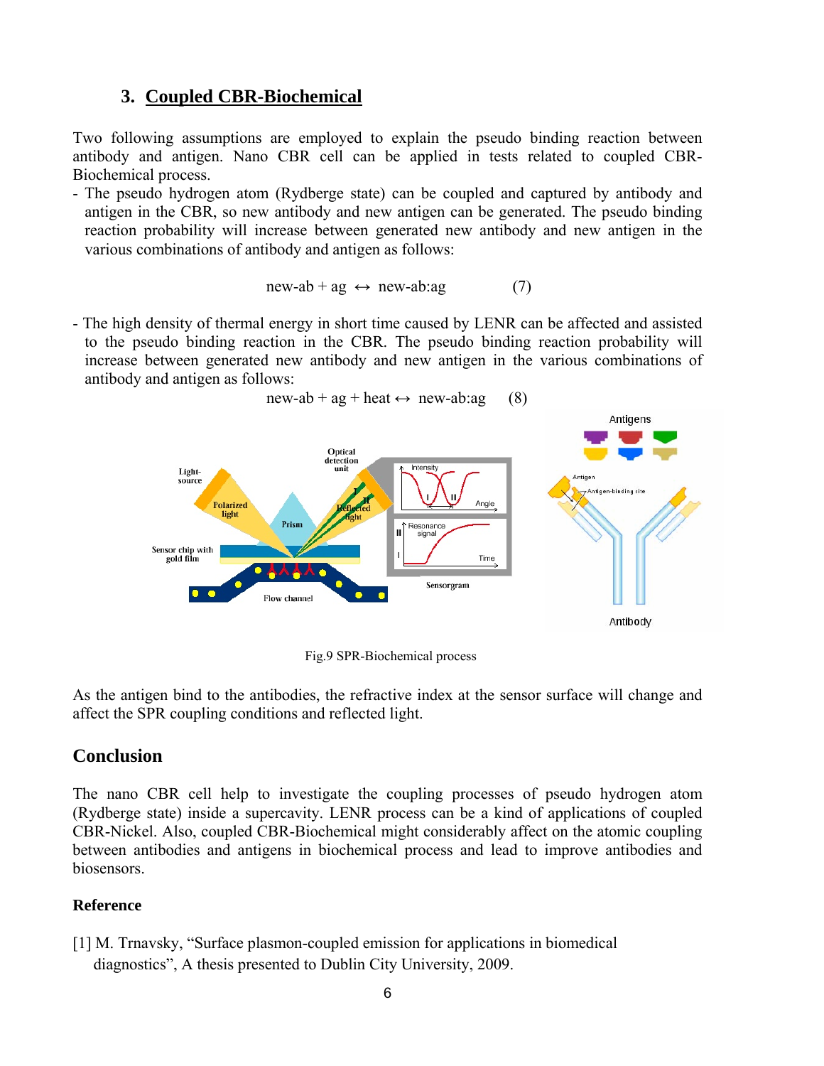## 3. Coupled CBR-Biochemical

Two following assumptions are employed to explain the pseudo binding reaction between antibody and antigen. Nano CBR cell can be applied in tests related to coupled CBR-Biochemical process.

- The pseudo hydrogen atom (Rydberge state) can be coupled and captured by antibody and antigen in the CBR, so new antibody and new antigen can be generated. The pseudo binding reaction probability will increase between generated new antibody and new antigen in the various combinations of antibody and antigen as follows:

$$\text{new-ab} + \text{ag} \leftrightarrow \text{new-ab:ag} \qquad (7)$$

- The high density of thermal energy in short time caused by LENR can be affected and assisted to the pseudo binding reaction in the CBR. The pseudo binding reaction probability will increase between generated new antibody and new antigen in the various combinations of antibody and antigen as follows:

$$\text{new-ab} + \text{ag} + \text{heat} \leftrightarrow \text{new-ab:ag} \qquad (8)$$

Fig.9 SPR-Biochemical process

As the antigen bind to the antibodies, the refractive index at the sensor surface will change and affect the SPR coupling conditions and reflected light.

## Conclusion

The nano CBR cell help to investigate the coupling processes of pseudo hydrogen atom (Rydberge state) inside a supercavity. LENR process can be a kind of applications of coupled CBR-Nickel. Also, coupled CBR-Biochemical might considerably affect on the atomic coupling between antibodies and antigens in biochemical process and lead to improve antibodies and biosensors.

### Reference

[1] M. Trnavsky, "Surface plasmon-coupled emission for applications in biomedical diagnostics", A thesis presented to Dublin City University, 2009.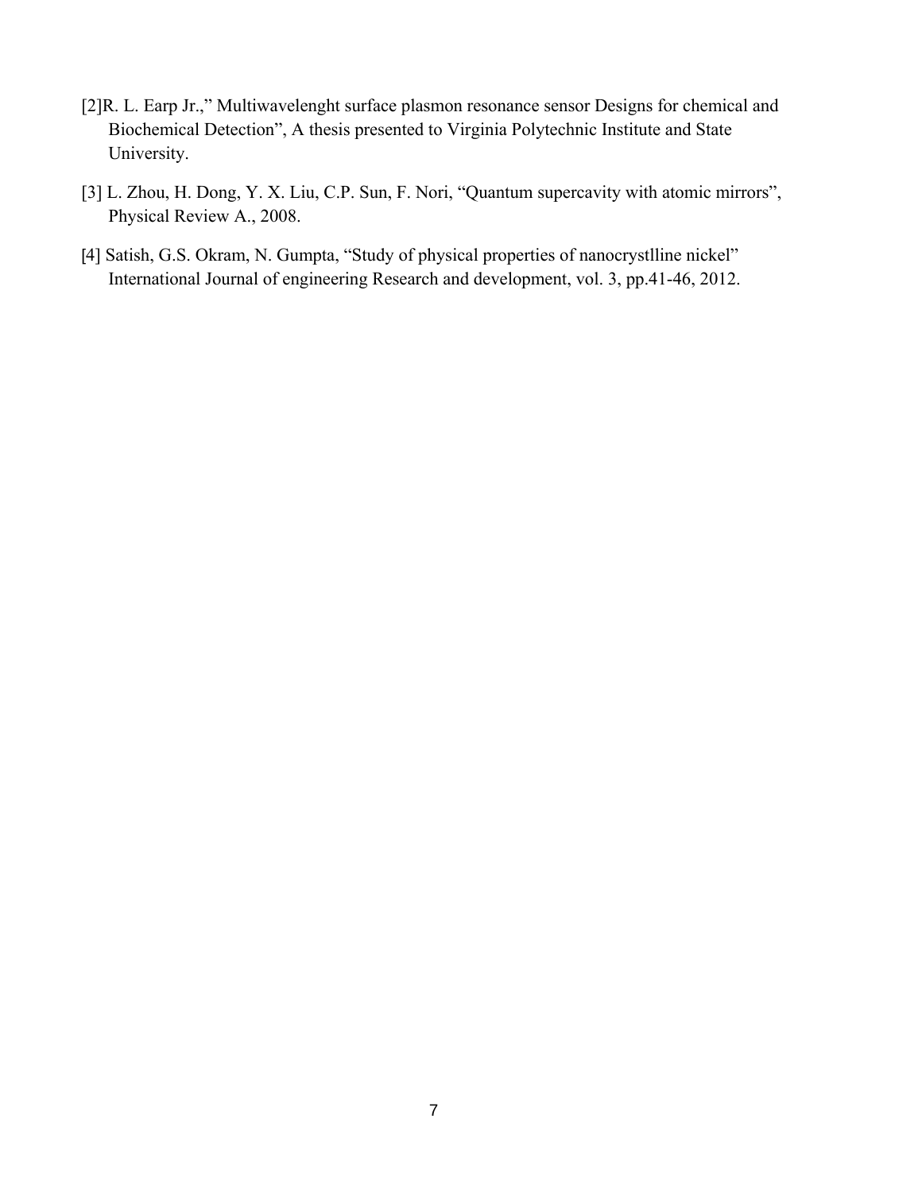[2]R. L. Earp Jr.," Multiwavelenght surface plasmon resonance sensor Designs for chemical and Biochemical Detection", A thesis presented to Virginia Polytechnic Institute and State University.

[3] L. Zhou, H. Dong, Y. X. Liu, C.P. Sun, F. Nori, "Quantum supercavity with atomic mirrors", Physical Review A., 2008.

[4] Satish, G.S. Okram, N. Gumpta, "Study of physical properties of nanocrystlline nickel" International Journal of engineering Research and development, vol. 3, pp.41-46, 2012.